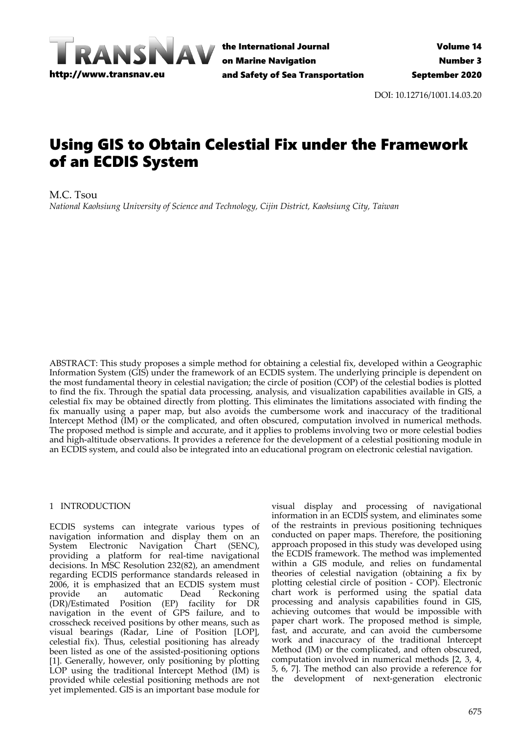DOI: 10.12716/1001.14.03.20

# Using GIS to Obtain Celestial Fix under the Framework of an ECDIS System

M.C. Tsou

*National Kaohsiung University of Science and Technology, Cijin District, Kaohsiung City, Taiwan*

ABSTRACT: This study proposes a simple method for obtaining a celestial fix, developed within a Geographic Information System (GIS) under the framework of an ECDIS system. The underlying principle is dependent on the most fundamental theory in celestial navigation; the circle of position (COP) of the celestial bodies is plotted to find the fix. Through the spatial data processing, analysis, and visualization capabilities available in GIS, a celestial fix may be obtained directly from plotting. This eliminates the limitations associated with finding the fix manually using a paper map, but also avoids the cumbersome work and inaccuracy of the traditional Intercept Method (IM) or the complicated, and often obscured, computation involved in numerical methods. The proposed method is simple and accurate, and it applies to problems involving two or more celestial bodies and high-altitude observations. It provides a reference for the development of a celestial positioning module in an ECDIS system, and could also be integrated into an educational program on electronic celestial navigation.

## 1 INTRODUCTION

ECDIS systems can integrate various types of navigation information and display them on an System Electronic Navigation Chart (SENC), providing a platform for real-time navigational decisions. In MSC Resolution 232(82), an amendment regarding ECDIS performance standards released in 2006, it is emphasized that an ECDIS system must provide an automatic Dead Reckoning (DR)/Estimated Position (EP) facility for DR navigation in the event of GPS failure, and to crosscheck received positions by other means, such as visual bearings (Radar, Line of Position [LOP], celestial fix). Thus, celestial positioning has already been listed as one of the assisted-positioning options [1]. Generally, however, only positioning by plotting LOP using the traditional Intercept Method (IM) is provided while celestial positioning methods are not yet implemented. GIS is an important base module for visual display and processing of navigational information in an ECDIS system, and eliminates some of the restraints in previous positioning techniques conducted on paper maps. Therefore, the positioning approach proposed in this study was developed using the ECDIS framework. The method was implemented within a GIS module, and relies on fundamental theories of celestial navigation (obtaining a fix by plotting celestial circle of position - COP). Electronic chart work is performed using the spatial data processing and analysis capabilities found in GIS, achieving outcomes that would be impossible with paper chart work. The proposed method is simple, fast, and accurate, and can avoid the cumbersome work and inaccuracy of the traditional Intercept Method (IM) or the complicated, and often obscured, computation involved in numerical methods [2, 3, 4, 5, 6, 7]. The method can also provide a reference for the development of next-generation electronic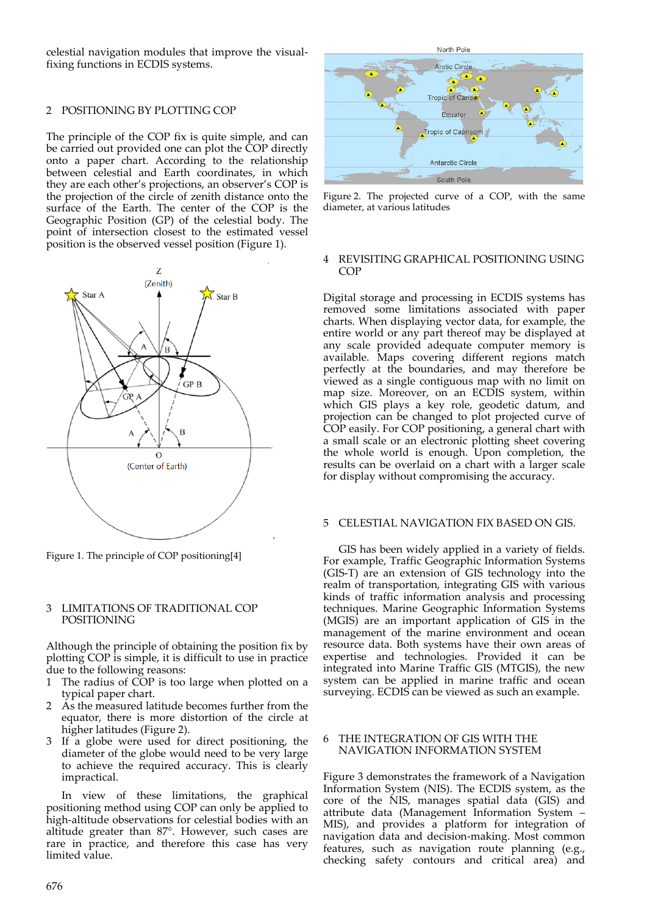celestial navigation modules that improve the visual-fixing functions in ECDIS systems.

## 2 POSITIONING BY PLOTTING COP

The principle of the COP fix is quite simple, and can be carried out provided one can plot the COP directly onto a paper chart. According to the relationship between celestial and Earth coordinates, in which they are each other's projections, an observer's COP is the projection of the circle of zenith distance onto the surface of the Earth. The center of the COP is the Geographic Position (GP) of the celestial body. The point of intersection closest to the estimated vessel position is the observed vessel position (Figure 1).

Figure 1. The principle of COP positioning[4]

## 3 LIMITATIONS OF TRADITIONAL COP POSITIONING

Although the principle of obtaining the position fix by plotting COP is simple, it is difficult to use in practice due to the following reasons:

1. The radius of COP is too large when plotted on a typical paper chart.
2. As the measured latitude becomes further from the equator, there is more distortion of the circle at higher latitudes (Figure 2).
3. If a globe were used for direct positioning, the diameter of the globe would need to be very large to achieve the required accuracy. This is clearly impractical.

In view of these limitations, the graphical positioning method using COP can only be applied to high-altitude observations for celestial bodies with an altitude greater than 87°. However, such cases are rare in practice, and therefore this case has very limited value.

Figure 2. The projected curve of a COP, with the same diameter, at various latitudes

## 4 REVISITING GRAPHICAL POSITIONING USING COP

Digital storage and processing in ECDIS systems has removed some limitations associated with paper charts. When displaying vector data, for example, the entire world or any part thereof may be displayed at any scale provided adequate computer memory is available. Maps covering different regions match perfectly at the boundaries, and may therefore be viewed as a single contiguous map with no limit on map size. Moreover, on an ECDIS system, within which GIS plays a key role, geodetic datum, and projection can be changed to plot projected curve of COP easily. For COP positioning, a general chart with a small scale or an electronic plotting sheet covering the whole world is enough. Upon completion, the results can be overlaid on a chart with a larger scale for display without compromising the accuracy.

## 5 CELESTIAL NAVIGATION FIX BASED ON GIS.

GIS has been widely applied in a variety of fields. For example, Traffic Geographic Information Systems (GIS-T) are an extension of GIS technology into the realm of transportation, integrating GIS with various kinds of traffic information analysis and processing techniques. Marine Geographic Information Systems (MGIS) are an important application of GIS in the management of the marine environment and ocean resource data. Both systems have their own areas of expertise and technologies. Provided it can be integrated into Marine Traffic GIS (MTGIS), the new system can be applied in marine traffic and ocean surveying. ECDIS can be viewed as such an example.

## 6 THE INTEGRATION OF GIS WITH THE NAVIGATION INFORMATION SYSTEM

Figure 3 demonstrates the framework of a Navigation Information System (NIS). The ECDIS system, as the core of the NIS, manages spatial data (GIS) and attribute data (Management Information System – MIS), and provides a platform for integration of navigation data and decision-making. Most common features, such as navigation route planning (e.g., checking safety contours and critical area) and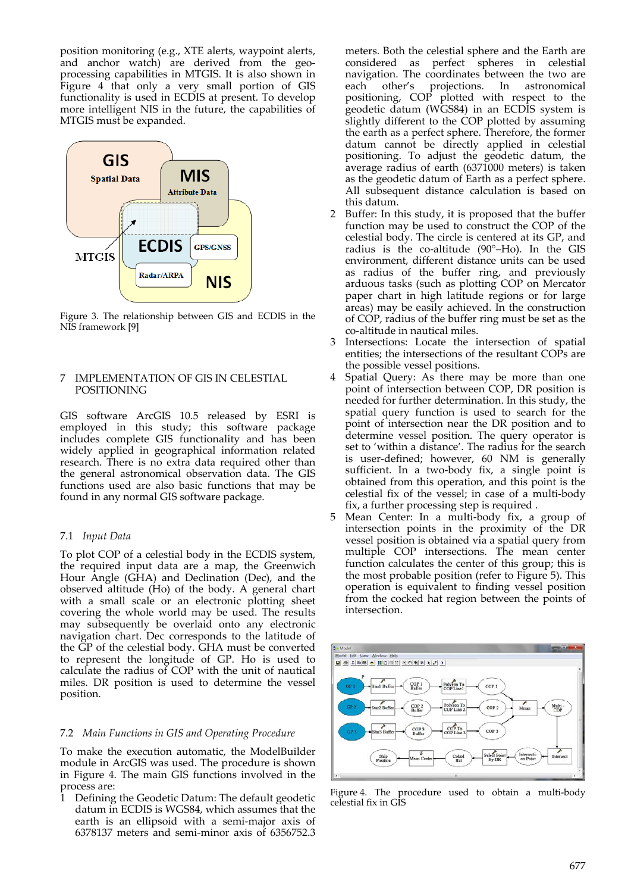position monitoring (e.g., XTE alerts, waypoint alerts, and anchor watch) are derived from the geo-processing capabilities in MTGIS. It is also shown in Figure 4 that only a very small portion of GIS functionality is used in ECDIS at present. To develop more intelligent NIS in the future, the capabilities of MTGIS must be expanded.

Figure 3. The relationship between GIS and ECDIS in the NIS framework [9]

## 7 IMPLEMENTATION OF GIS IN CELESTIAL POSITIONING

GIS software ArcGIS 10.5 released by ESRI is employed in this study; this software package includes complete GIS functionality and has been widely applied in geographical information related research. There is no extra data required other than the general astronomical observation data. The GIS functions used are also basic functions that may be found in any normal GIS software package.

### 7.1 *Input Data*

To plot COP of a celestial body in the ECDIS system, the required input data are a map, the Greenwich Hour Angle (GHA) and Declination (Dec), and the observed altitude (Ho) of the body. A general chart with a small scale or an electronic plotting sheet covering the whole world may be used. The results may subsequently be overlaid onto any electronic navigation chart. Dec corresponds to the latitude of the GP of the celestial body. GHA must be converted to represent the longitude of GP. Ho is used to calculate the radius of COP with the unit of nautical miles. DR position is used to determine the vessel position.

### 7.2 *Main Functions in GIS and Operating Procedure*

To make the execution automatic, the ModelBuilder module in ArcGIS was used. The procedure is shown in Figure 4. The main GIS functions involved in the process are:

1. Defining the Geodetic Datum: The default geodetic datum in ECDIS is WGS84, which assumes that the earth is an ellipsoid with a semi-major axis of 6378137 meters and semi-minor axis of 6356752.3 meters. Both the celestial sphere and the Earth are considered as perfect spheres in celestial navigation. The coordinates between the two are each other's projections. In astronomical positioning, COP plotted with respect to the geodetic datum (WGS84) in an ECDIS system is slightly different to the COP plotted by assuming the earth as a perfect sphere. Therefore, the former datum cannot be directly applied in celestial positioning. To adjust the geodetic datum, the average radius of earth (6371000 meters) is taken as the geodetic datum of Earth as a perfect sphere. All subsequent distance calculation is based on this datum.
2. Buffer: In this study, it is proposed that the buffer function may be used to construct the COP of the celestial body. The circle is centered at its GP, and radius is the co-altitude (90°–Ho). In the GIS environment, different distance units can be used as radius of the buffer ring, and previously arduous tasks (such as plotting COP on Mercator paper chart in high latitude regions or for large areas) may be easily achieved. In the construction of COP, radius of the buffer ring must be set as the co-altitude in nautical miles.
3. Intersections: Locate the intersection of spatial entities; the intersections of the resultant COPs are the possible vessel positions.
4. Spatial Query: As there may be more than one point of intersection between COP, DR position is needed for further determination. In this study, the spatial query function is used to search for the point of intersection near the DR position and to determine vessel position. The query operator is set to 'within a distance'. The radius for the search is user-defined; however, 60 NM is generally sufficient. In a two-body fix, a single point is obtained from this operation, and this point is the celestial fix of the vessel; in case of a multi-body fix, a further processing step is required .
5. Mean Center: In a multi-body fix, a group of intersection points in the proximity of the DR vessel position is obtained via a spatial query from multiple COP intersections. The mean center function calculates the center of this group; this is the most probable position (refer to Figure 5). This operation is equivalent to finding vessel position from the cocked hat region between the points of intersection.

Figure 4. The procedure used to obtain a multi-body celestial fix in GIS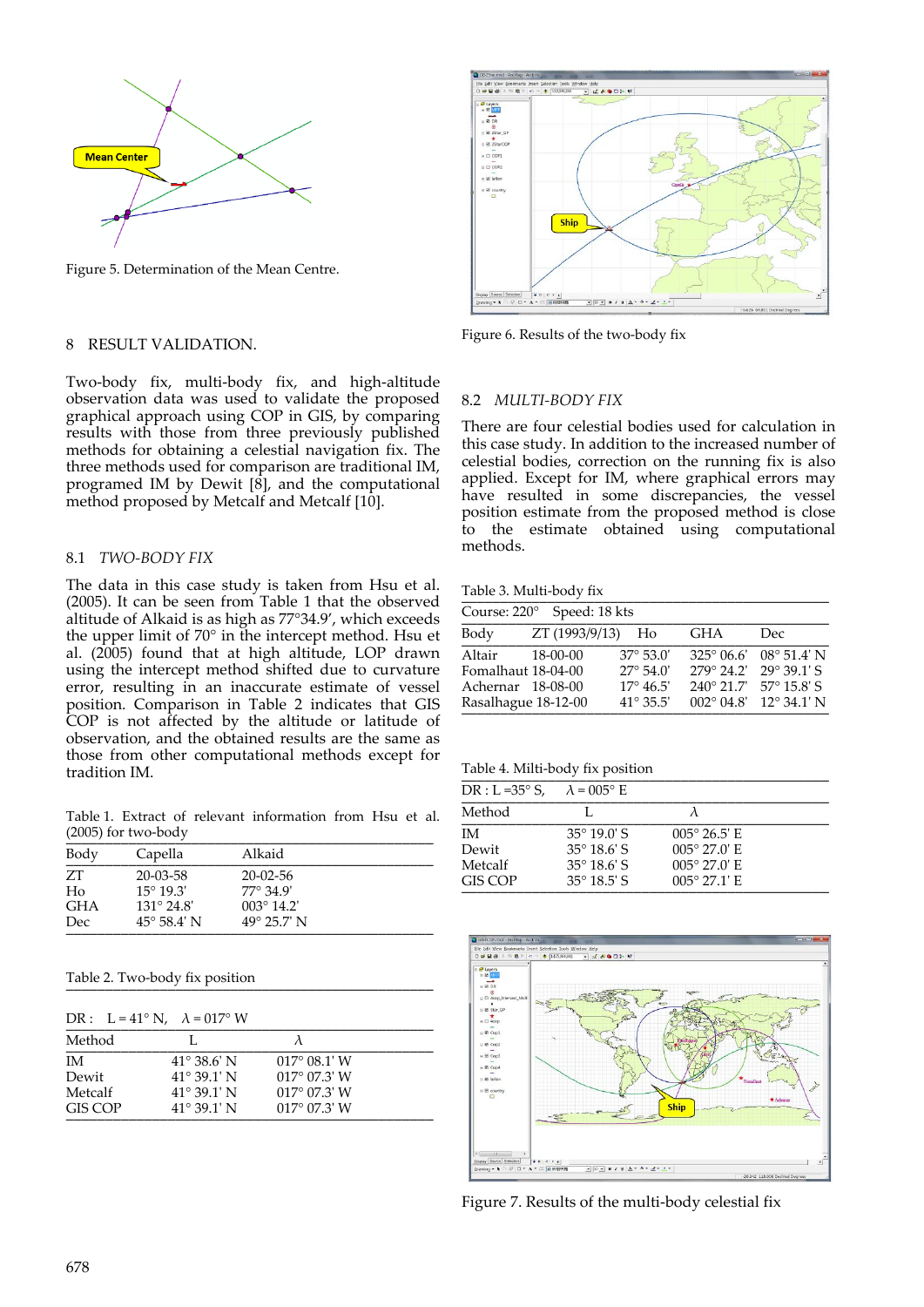Figure 5. Determination of the Mean Centre.

## 8 RESULT VALIDATION.

Two-body fix, multi-body fix, and high-altitude observation data was used to validate the proposed graphical approach using COP in GIS, by comparing results with those from three previously published methods for obtaining a celestial navigation fix. The three methods used for comparison are traditional IM, programed IM by Dewit [8], and the computational method proposed by Metcalf and Metcalf [10].

### 8.1 *TWO-BODY FIX*

The data in this case study is taken from Hsu et al. (2005). It can be seen from Table 1 that the observed altitude of Alkaid is as high as 77°34.9′, which exceeds the upper limit of 70° in the intercept method. Hsu et al. (2005) found that at high altitude, LOP drawn using the intercept method shifted due to curvature error, resulting in an inaccurate estimate of vessel position. Comparison in Table 2 indicates that GIS COP is not affected by the altitude or latitude of observation, and the obtained results are the same as those from other computational methods except for tradition IM.

Table 1. Extract of relevant information from Hsu et al. (2005) for two-body

| Body | Capella | Alkaid |
|---|---|---|
| ZT | 20-03-58 | 20-02-56 |
| Ho | 15° 19.3' | 77° 34.9' |
| GHA | 131° 24.8' | 003° 14.2' |
| Dec | 45° 58.4' N | 49° 25.7' N |

Table 2. Two-body fix position

DR : L = 41° N, λ = 017° W

| Method | L | λ |
|---|---|---|
| IM | 41° 38.6' N | 017° 08.1' W |
| Dewit | 41° 39.1' N | 017° 07.3' W |
| Metcalf | 41° 39.1' N | 017° 07.3' W |
| GIS COP | 41° 39.1' N | 017° 07.3' W |

Figure 6. Results of the two-body fix

### 8.2 *MULTI-BODY FIX*

There are four celestial bodies used for calculation in this case study. In addition to the increased number of celestial bodies, correction on the running fix is also applied. Except for IM, where graphical errors may have resulted in some discrepancies, the vessel position estimate from the proposed method is close to the estimate obtained using computational methods.

Table 3. Multi-body fix

Course: 220° Speed: 18 kts

| Body | ZT (1993/9/13) | Ho | GHA | Dec |
|---|---|---|---|---|
| Altair | 18-00-00 | 37° 53.0' | 325° 06.6' | 08° 51.4' N |
| Fomalhaut | 18-04-00 | 27° 54.0' | 279° 24.2' | 29° 39.1' S |
| Achernar | 18-08-00 | 17° 46.5' | 240° 21.7' | 57° 15.8' S |
| Rasalhague | 18-12-00 | 41° 35.5' | 002° 04.8' | 12° 34.1' N |

Table 4. Milti-body fix position

DR : L =35° S, λ = 005° E

| Method | L | λ |
|---|---|---|
| IM | 35° 19.0' S | 005° 26.5' E |
| Dewit | 35° 18.6' S | 005° 27.0' E |
| Metcalf | 35° 18.6' S | 005° 27.0' E |
| GIS COP | 35° 18.5' S | 005° 27.1' E |

Figure 7. Results of the multi-body celestial fix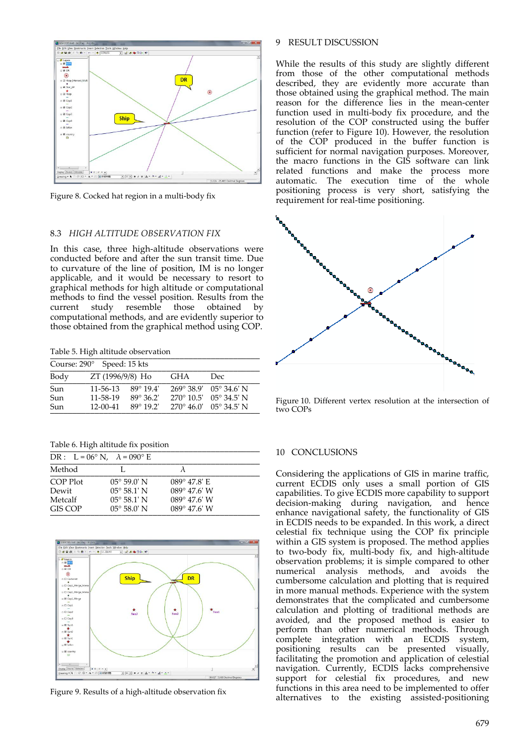Figure 8. Cocked hat region in a multi-body fix

### 8.3 *HIGH ALTITUDE OBSERVATION FIX*

In this case, three high-altitude observations were conducted before and after the sun transit time. Due to curvature of the line of position, IM is no longer applicable, and it would be necessary to resort to graphical methods for high altitude or computational methods to find the vessel position. Results from the current study resemble those obtained by computational methods, and are evidently superior to those obtained from the graphical method using COP.

Table 5. High altitude observation

| Course: 290° | Speed: 15 kts | | | |
|---|---|---|---|---|
| Body | ZT (1996/9/8) | Ho | GHA | Dec |
| Sun | 11-56-13 | 89° 19.4' | 269° 38.9' | 05° 34.6' N |
| Sun | 11-58-19 | 89° 36.2' | 270° 10.5' | 05° 34.5' N |
| Sun | 12-00-41 | 89° 19.2' | 270° 46.0' | 05° 34.5' N |

Table 6. High altitude fix position

| DR : L = 06° N, $\lambda$ = 090° E | | |
|---|---|---|
| Method | L | $\lambda$ |
| COP Plot | 05° 59.0' N | 089° 47.8' E |
| Dewit | 05° 58.1' N | 089° 47.6' W |
| Metcalf | 05° 58.1' N | 089° 47.6' W |
| GIS COP | 05° 58.0' N | 089° 47.6' W |

Figure 9. Results of a high-altitude observation fix

## 9 RESULT DISCUSSION

While the results of this study are slightly different from those of the other computational methods described, they are evidently more accurate than those obtained using the graphical method. The main reason for the difference lies in the mean-center function used in multi-body fix procedure, and the resolution of the COP constructed using the buffer function (refer to Figure 10). However, the resolution of the COP produced in the buffer function is sufficient for normal navigation purposes. Moreover, the macro functions in the GIS software can link related functions and make the process more automatic. The execution time of the whole positioning process is very short, satisfying the requirement for real-time positioning.

Figure 10. Different vertex resolution at the intersection of two COPs

## 10 CONCLUSIONS

Considering the applications of GIS in marine traffic, current ECDIS only uses a small portion of GIS capabilities. To give ECDIS more capability to support decision-making during navigation, and hence enhance navigational safety, the functionality of GIS in ECDIS needs to be expanded. In this work, a direct celestial fix technique using the COP fix principle within a GIS system is proposed. The method applies to two-body fix, multi-body fix, and high-altitude observation problems; it is simple compared to other numerical analysis methods, and avoids the cumbersome calculation and plotting that is required in more manual methods. Experience with the system demonstrates that the complicated and cumbersome calculation and plotting of traditional methods are avoided, and the proposed method is easier to perform than other numerical methods. Through complete integration with an ECDIS system, positioning results can be presented visually, facilitating the promotion and application of celestial navigation. Currently, ECDIS lacks comprehensive support for celestial fix procedures, and new functions in this area need to be implemented to offer alternatives to the existing assisted-positioning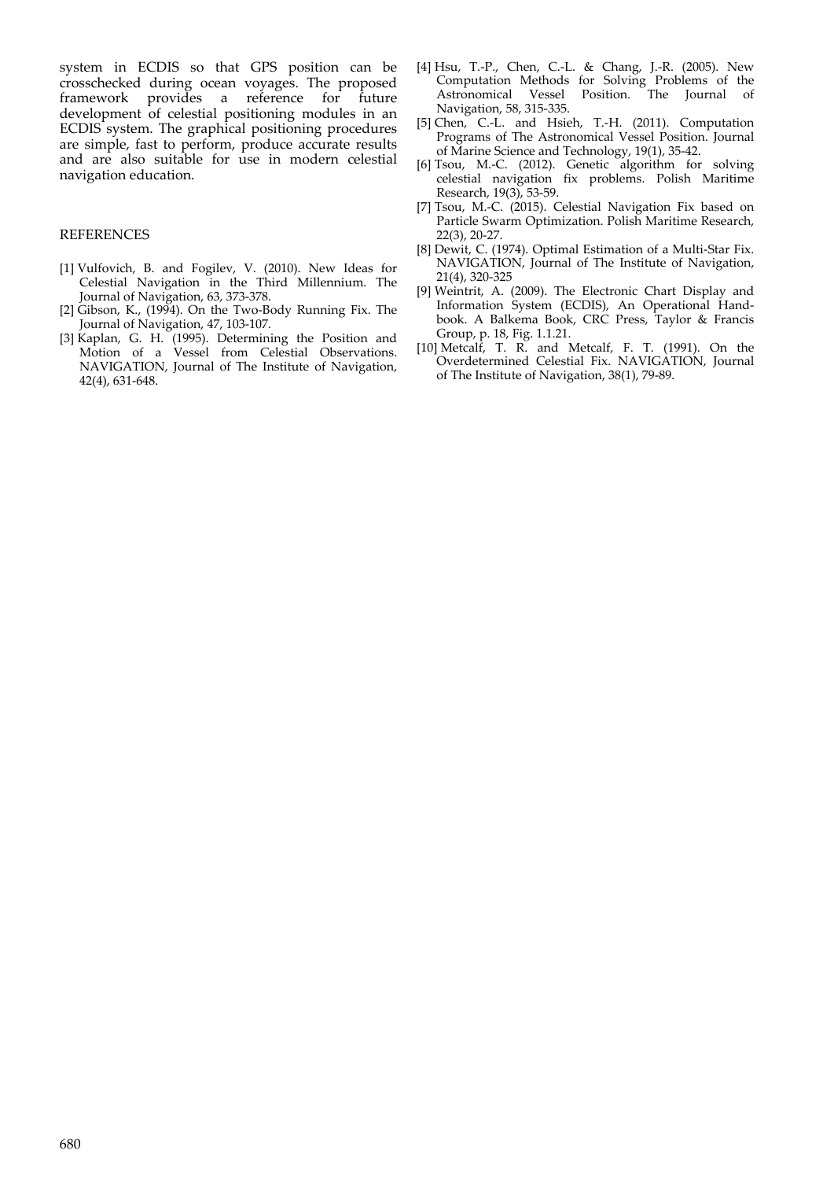system in ECDIS so that GPS position can be crosschecked during ocean voyages. The proposed framework provides a reference for future development of celestial positioning modules in an ECDIS system. The graphical positioning procedures are simple, fast to perform, produce accurate results and are also suitable for use in modern celestial navigation education.

## REFERENCES

[1] Vulfovich, B. and Fogilev, V. (2010). New Ideas for Celestial Navigation in the Third Millennium. The Journal of Navigation, 63, 373-378.

[2] Gibson, K., (1994). On the Two-Body Running Fix. The Journal of Navigation, 47, 103-107.

[3] Kaplan, G. H. (1995). Determining the Position and Motion of a Vessel from Celestial Observations. NAVIGATION, Journal of The Institute of Navigation, 42(4), 631-648.

[4] Hsu, T.-P., Chen, C.-L. & Chang, J.-R. (2005). New Computation Methods for Solving Problems of the Astronomical Vessel Position. The Journal of Navigation, 58, 315-335.

[5] Chen, C.-L. and Hsieh, T.-H. (2011). Computation Programs of The Astronomical Vessel Position. Journal of Marine Science and Technology, 19(1), 35-42.

[6] Tsou, M.-C. (2012). Genetic algorithm for solving celestial navigation fix problems. Polish Maritime Research, 19(3), 53-59.

[7] Tsou, M.-C. (2015). Celestial Navigation Fix based on Particle Swarm Optimization. Polish Maritime Research, 22(3), 20-27.

[8] Dewit, C. (1974). Optimal Estimation of a Multi-Star Fix. NAVIGATION, Journal of The Institute of Navigation, 21(4), 320-325

[9] Weintrit, A. (2009). The Electronic Chart Display and Information System (ECDIS), An Operational Handbook. A Balkema Book, CRC Press, Taylor & Francis Group, p. 18, Fig. 1.1.21.

[10] Metcalf, T. R. and Metcalf, F. T. (1991). On the Overdetermined Celestial Fix. NAVIGATION, Journal of The Institute of Navigation, 38(1), 79-89.